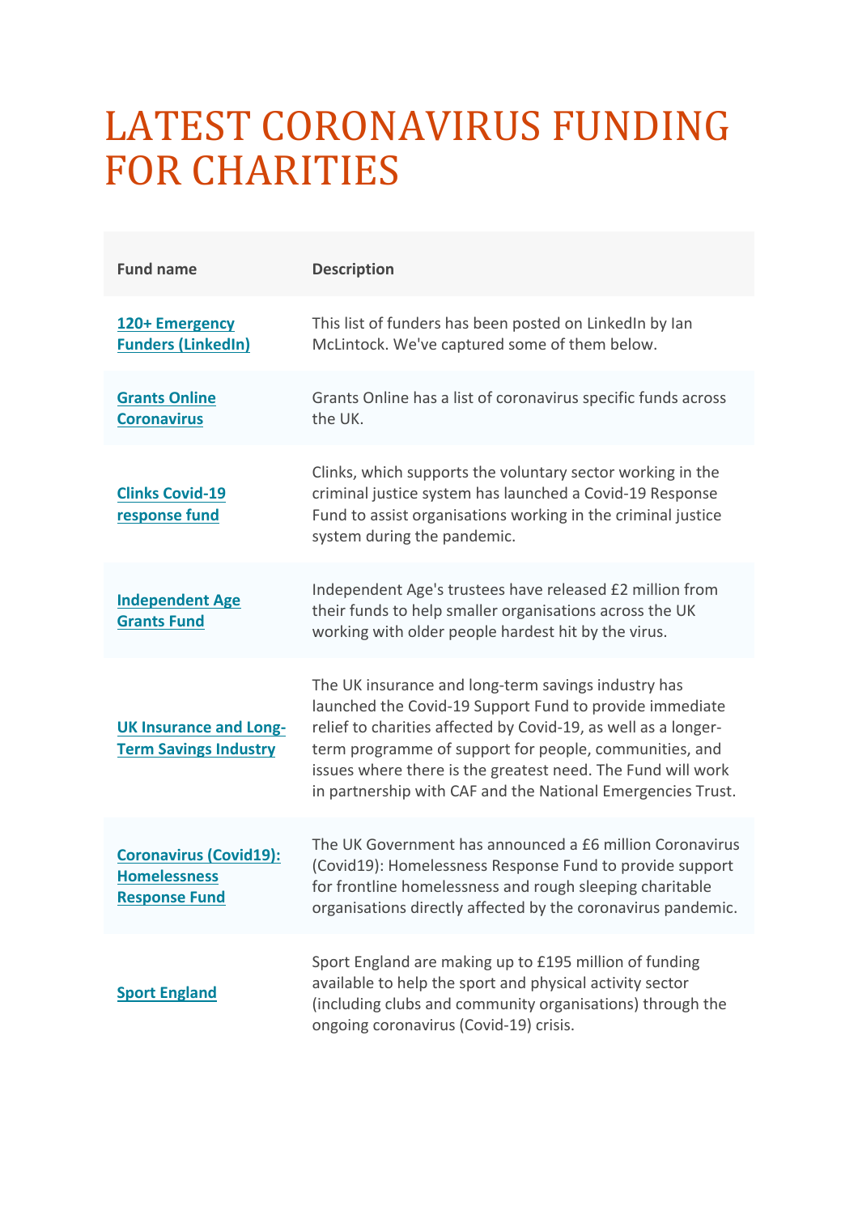# LATEST CORONAVIRUS FUNDING FOR CHARITIES

| Fund name | Description |
|---|---|
| **120+ Emergency Funders (LinkedIn)** | This list of funders has been posted on LinkedIn by Ian McLintock. We've captured some of them below. |
| **Grants Online Coronavirus** | Grants Online has a list of coronavirus specific funds across the UK. |
| **Clinks Covid-19 response fund** | Clinks, which supports the voluntary sector working in the criminal justice system has launched a Covid-19 Response Fund to assist organisations working in the criminal justice system during the pandemic. |
| **Independent Age Grants Fund** | Independent Age's trustees have released £2 million from their funds to help smaller organisations across the UK working with older people hardest hit by the virus. |
| **UK Insurance and Long-Term Savings Industry** | The UK insurance and long-term savings industry has launched the Covid-19 Support Fund to provide immediate relief to charities affected by Covid-19, as well as a longer-term programme of support for people, communities, and issues where there is the greatest need. The Fund will work in partnership with CAF and the National Emergencies Trust. |
| **Coronavirus (Covid19): Homelessness Response Fund** | The UK Government has announced a £6 million Coronavirus (Covid19): Homelessness Response Fund to provide support for frontline homelessness and rough sleeping charitable organisations directly affected by the coronavirus pandemic. |
| **Sport England** | Sport England are making up to £195 million of funding available to help the sport and physical activity sector (including clubs and community organisations) through the ongoing coronavirus (Covid-19) crisis. |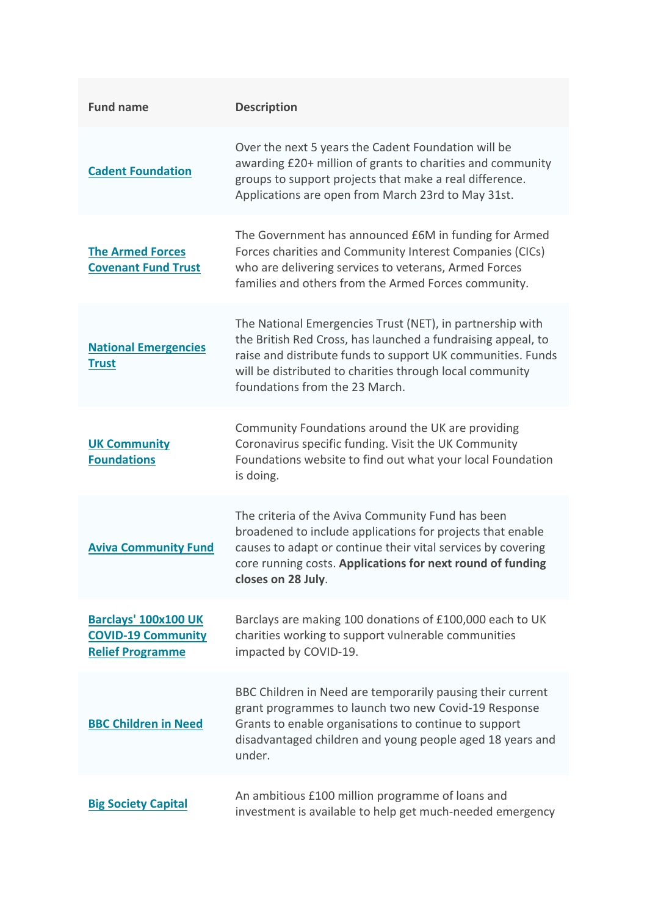| Fund name | Description |
|---|---|
| Cadent Foundation | Over the next 5 years the Cadent Foundation will be awarding £20+ million of grants to charities and community groups to support projects that make a real difference. Applications are open from March 23rd to May 31st. |
| The Armed Forces Covenant Fund Trust | The Government has announced £6M in funding for Armed Forces charities and Community Interest Companies (CICs) who are delivering services to veterans, Armed Forces families and others from the Armed Forces community. |
| National Emergencies Trust | The National Emergencies Trust (NET), in partnership with the British Red Cross, has launched a fundraising appeal, to raise and distribute funds to support UK communities. Funds will be distributed to charities through local community foundations from the 23 March. |
| UK Community Foundations | Community Foundations around the UK are providing Coronavirus specific funding. Visit the UK Community Foundations website to find out what your local Foundation is doing. |
| Aviva Community Fund | The criteria of the Aviva Community Fund has been broadened to include applications for projects that enable causes to adapt or continue their vital services by covering core running costs. **Applications for next round of funding closes on 28 July**. |
| Barclays' 100x100 UK COVID-19 Community Relief Programme | Barclays are making 100 donations of £100,000 each to UK charities working to support vulnerable communities impacted by COVID-19. |
| BBC Children in Need | BBC Children in Need are temporarily pausing their current grant programmes to launch two new Covid-19 Response Grants to enable organisations to continue to support disadvantaged children and young people aged 18 years and under. |
| Big Society Capital | An ambitious £100 million programme of loans and investment is available to help get much-needed emergency |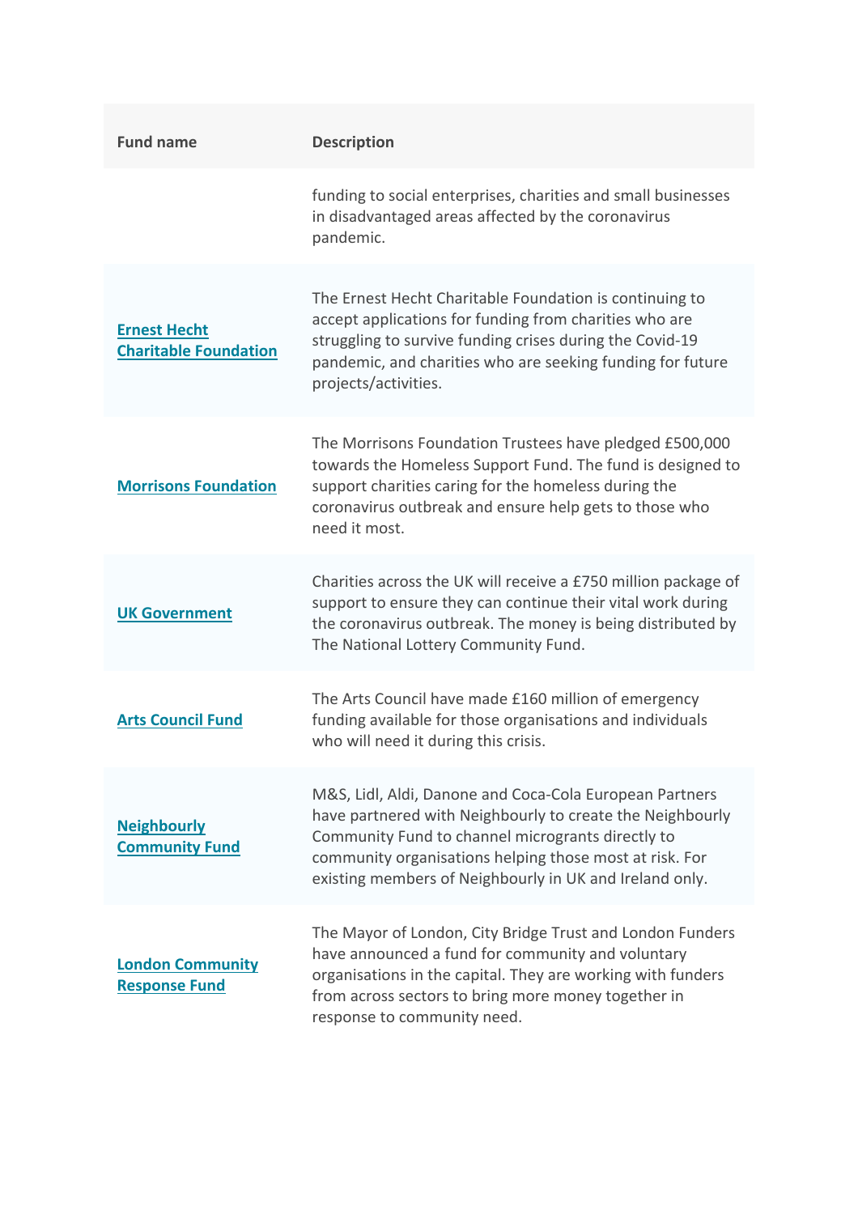| Fund name | Description |
| --- | --- |
| | funding to social enterprises, charities and small businesses in disadvantaged areas affected by the coronavirus pandemic. |
| Ernest Hecht Charitable Foundation | The Ernest Hecht Charitable Foundation is continuing to accept applications for funding from charities who are struggling to survive funding crises during the Covid-19 pandemic, and charities who are seeking funding for future projects/activities. |
| Morrisons Foundation | The Morrisons Foundation Trustees have pledged £500,000 towards the Homeless Support Fund. The fund is designed to support charities caring for the homeless during the coronavirus outbreak and ensure help gets to those who need it most. |
| UK Government | Charities across the UK will receive a £750 million package of support to ensure they can continue their vital work during the coronavirus outbreak. The money is being distributed by The National Lottery Community Fund. |
| Arts Council Fund | The Arts Council have made £160 million of emergency funding available for those organisations and individuals who will need it during this crisis. |
| Neighbourly Community Fund | M&S, Lidl, Aldi, Danone and Coca-Cola European Partners have partnered with Neighbourly to create the Neighbourly Community Fund to channel micrograntsdirectly to community organisations helping those most at risk. For existing members of Neighbourly in UK and Ireland only. |
| London Community Response Fund | The Mayor of London, City Bridge Trust and London Funders have announced a fund for community and voluntary organisations in the capital. They are working with funders from across sectors to bring more money together in response to community need. |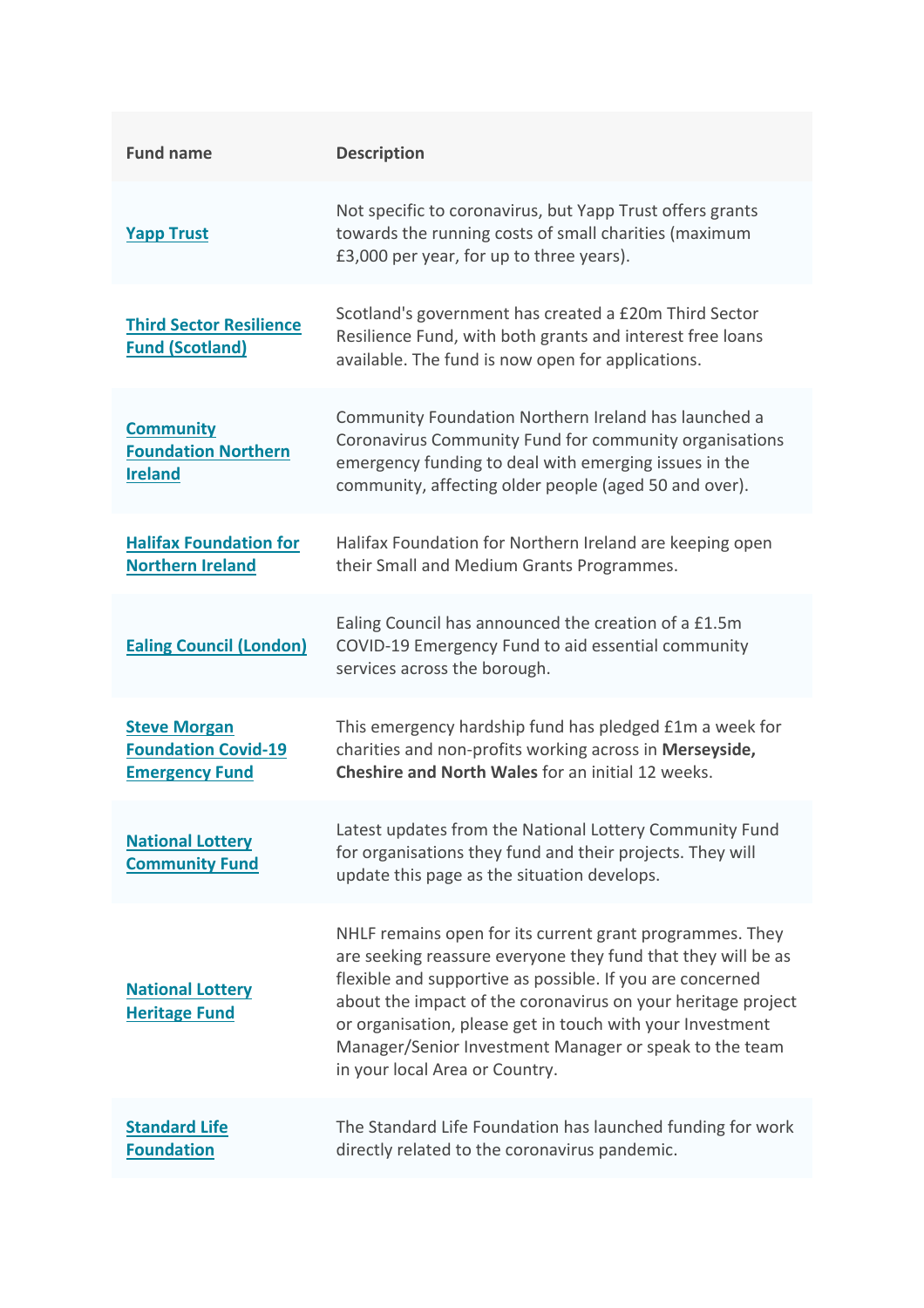| Fund name | Description |
|---|---|
| Yapp Trust | Not specific to coronavirus, but Yapp Trust offers grants towards the running costs of small charities (maximum £3,000 per year, for up to three years). |
| Third Sector Resilience Fund (Scotland) | Scotland's government has created a £20m Third Sector Resilience Fund, with both grants and interest free loans available. The fund is now open for applications. |
| Community Foundation Northern Ireland | Community Foundation Northern Ireland has launched a Coronavirus Community Fund for community organisations emergency funding to deal with emerging issues in the community, affecting older people (aged 50 and over). |
| Halifax Foundation for Northern Ireland | Halifax Foundation for Northern Ireland are keeping open their Small and Medium Grants Programmes. |
| Ealing Council (London) | Ealing Council has announced the creation of a £1.5m COVID-19 Emergency Fund to aid essential community services across the borough. |
| Steve Morgan Foundation Covid-19 Emergency Fund | This emergency hardship fund has pledged £1m a week for charities and non-profits working across in **Merseyside, Cheshire and North Wales** for an initial 12 weeks. |
| National Lottery Community Fund | Latest updates from the National Lottery Community Fund for organisations they fund and their projects. They will update this page as the situation develops. |
| National Lottery Heritage Fund | NHLF remains open for its current grant programmes. They are seeking reassure everyone they fund that they will be as flexible and supportive as possible. If you are concerned about the impact of the coronavirus on your heritage project or organisation, please get in touch with your Investment Manager/Senior Investment Manager or speak to the team in your local Area or Country. |
| Standard Life Foundation | The Standard Life Foundation has launched funding for work directly related to the coronavirus pandemic. |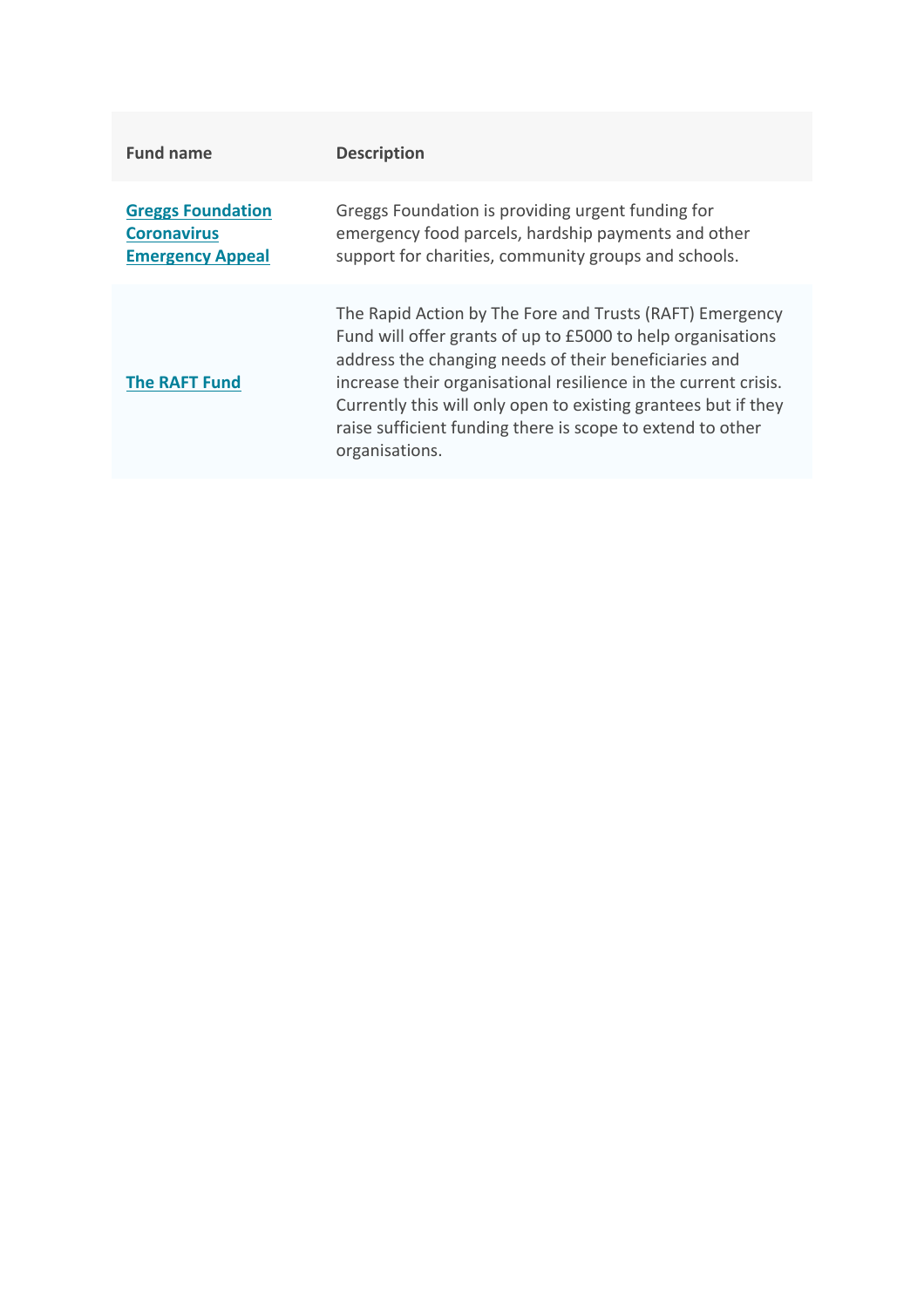| Fund name | Description |
|---|---|
| **Greggs Foundation Coronavirus Emergency Appeal** | Greggs Foundation is providing urgent funding for emergency food parcels, hardship payments and other support for charities, community groups and schools. |
| **The RAFT Fund** | The Rapid Action by The Fore and Trusts (RAFT) Emergency Fund will offer grants of up to £5000 to help organisations address the changing needs of their beneficiaries and increase their organisational resilience in the current crisis. Currently this will only open to existing grantees but if they raise sufficient funding there is scope to extend to other organisations. |